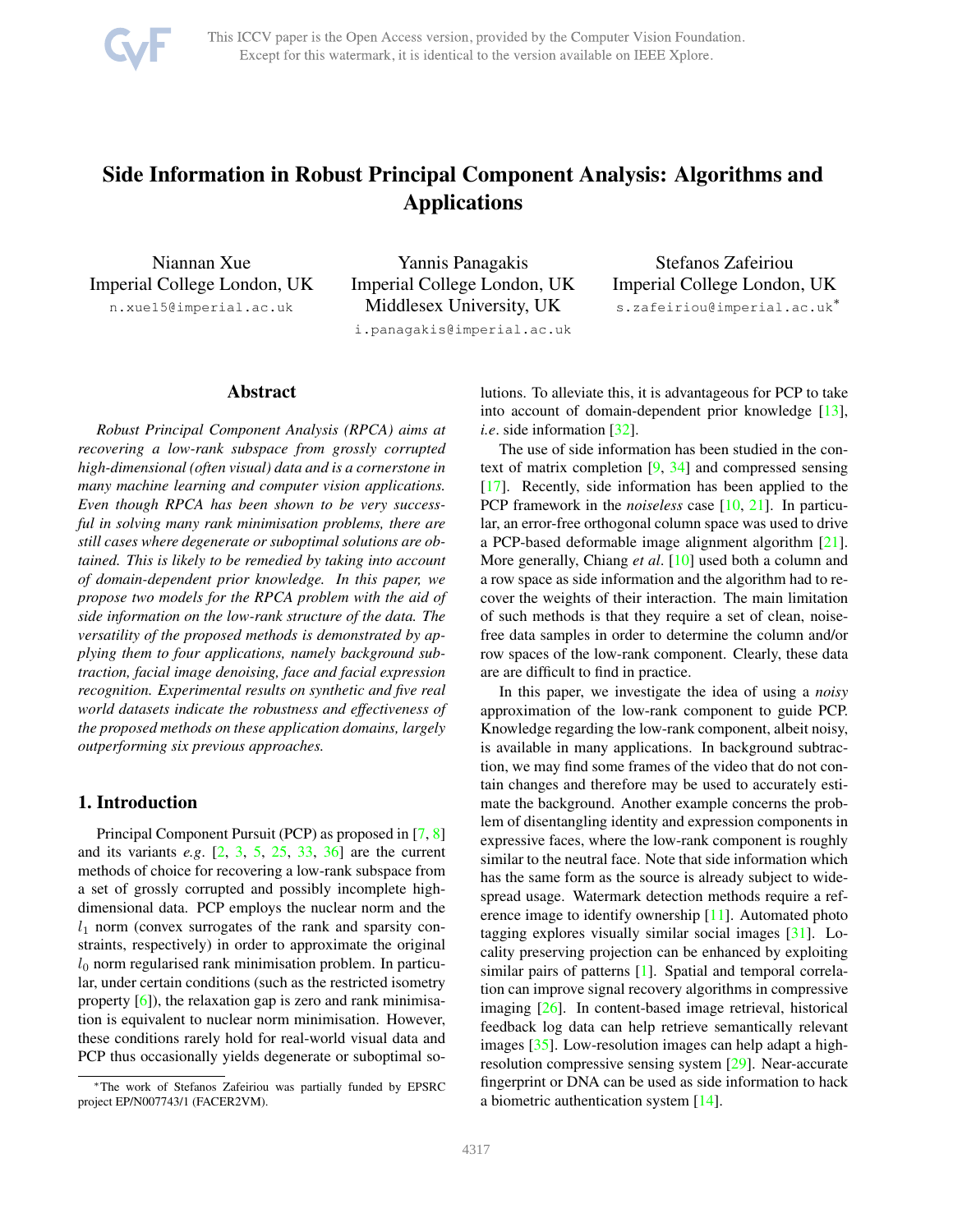# Side Information in Robust Principal Component Analysis: Algorithms and Applications

Niannan Xue
Imperial College London, UK
n.xue15@imperial.ac.uk

Yannis Panagakis
Imperial College London, UK
Middlesex University, UK
i.panagakis@imperial.ac.uk

Stefanos Zafeiriou
Imperial College London, UK
s.zafeiriou@imperial.ac.uk*

## Abstract

*Robust Principal Component Analysis (RPCA) aims at recovering a low-rank subspace from grossly corrupted high-dimensional (often visual) data and is a cornerstone in many machine learning and computer vision applications. Even though RPCA has been shown to be very successful in solving many rank minimisation problems, there are still cases where degenerate or suboptimal solutions are obtained. This is likely to be remedied by taking into account of domain-dependent prior knowledge. In this paper, we propose two models for the RPCA problem with the aid of side information on the low-rank structure of the data. The versatility of the proposed methods is demonstrated by applying them to four applications, namely background subtraction, facial image denoising, face and facial expression recognition. Experimental results on synthetic and five real world datasets indicate the robustness and effectiveness of the proposed methods on these application domains, largely outperforming six previous approaches.*

## 1. Introduction

Principal Component Pursuit (PCP) as proposed in [7, 8] and its variants *e.g*. [2, 3, 5, 25, 33, 36] are the current methods of choice for recovering a low-rank subspace from a set of grossly corrupted and possibly incomplete high-dimensional data. PCP employs the nuclear norm and the $l_1$ norm (convex surrogates of the rank and sparsity constraints, respectively) in order to approximate the original $l_0$ norm regularised rank minimisation problem. In particular, under certain conditions (such as the restricted isometry property [6]), the relaxation gap is zero and rank minimisation is equivalent to nuclear norm minimisation. However, these conditions rarely hold for real-world visual data and PCP thus occasionally yields degenerate or suboptimal solutions. To alleviate this, it is advantageous for PCP to take into account of domain-dependent prior knowledge [13], *i.e*. side information [32].

The use of side information has been studied in the context of matrix completion [9, 34] and compressed sensing [17]. Recently, side information has been applied to the PCP framework in the *noiseless* case [10, 21]. In particular, an error-free orthogonal column space was used to drive a PCP-based deformable image alignment algorithm [21]. More generally, Chiang *et al*. [10] used both a column and a row space as side information and the algorithm had to recover the weights of their interaction. The main limitation of such methods is that they require a set of clean, noise-free data samples in order to determine the column and/or row spaces of the low-rank component. Clearly, these data are are difficult to find in practice.

In this paper, we investigate the idea of using a *noisy* approximation of the low-rank component to guide PCP. Knowledge regarding the low-rank component, albeit noisy, is available in many applications. In background subtraction, we may find some frames of the video that do not contain changes and therefore may be used to accurately estimate the background. Another example concerns the problem of disentangling identity and expression components in expressive faces, where the low-rank component is roughly similar to the neutral face. Note that side information which has the same form as the source is already subject to widespread usage. Watermark detection methods require a reference image to identify ownership [11]. Automated photo tagging explores visually similar social images [31]. Locality preserving projection can be enhanced by exploiting similar pairs of patterns [1]. Spatial and temporal correlation can improve signal recovery algorithms in compressive imaging [26]. In content-based image retrieval, historical feedback log data can help retrieve semantically relevant images [35]. Low-resolution images can help adapt a high-resolution compressive sensing system [29]. Near-accurate fingerprint or DNA can be used as side information to hack a biometric authentication system [14].

*The work of Stefanos Zafeiriou was partially funded by EPSRC project EP/N007743/1 (FACER2VM).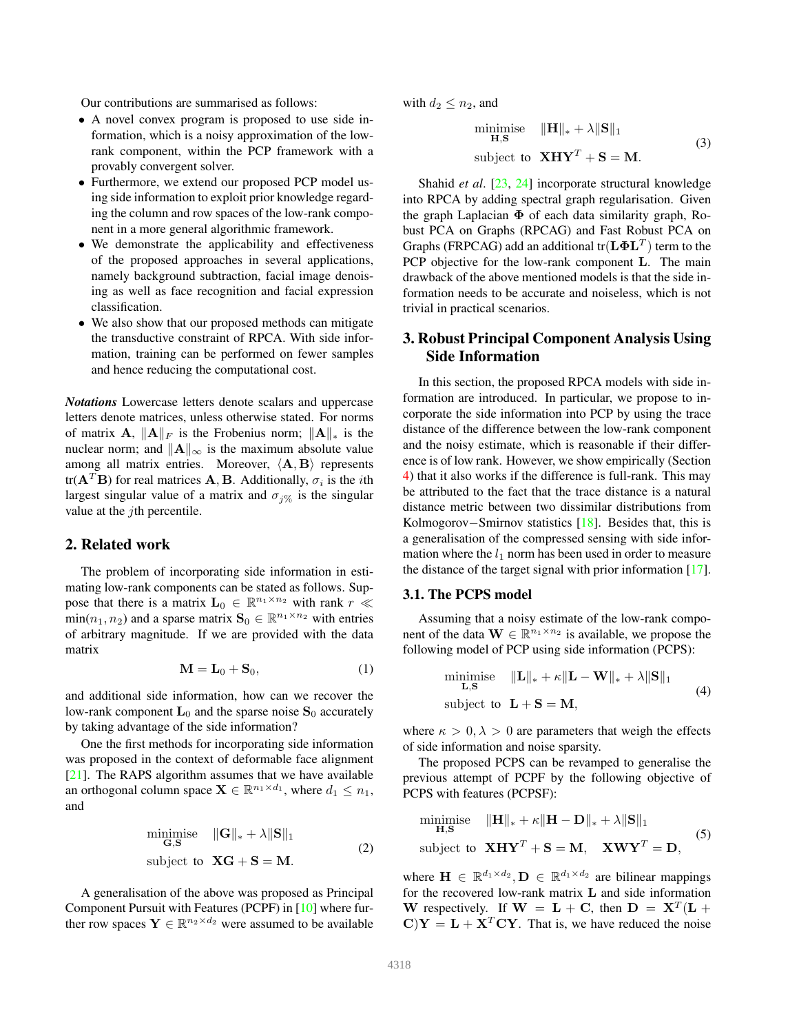Our contributions are summarised as follows:

- A novel convex program is proposed to use side information, which is a noisy approximation of the low-rank component, within the PCP framework with a provably convergent solver.
- Furthermore, we extend our proposed PCP model using side information to exploit prior knowledge regarding the column and row spaces of the low-rank component in a more general algorithmic framework.
- We demonstrate the applicability and effectiveness of the proposed approaches in several applications, namely background subtraction, facial image denoising as well as face recognition and facial expression classification.
- We also show that our proposed methods can mitigate the transductive constraint of RPCA. With side information, training can be performed on fewer samples and hence reducing the computational cost.

***Notations*** Lowercase letters denote scalars and uppercase letters denote matrices, unless otherwise stated. For norms of matrix $\mathbf{A}$, $\|\mathbf{A}\|_F$ is the Frobenius norm; $\|\mathbf{A}\|_*$ is the nuclear norm; and $\|\mathbf{A}\|_\infty$ is the maximum absolute value among all matrix entries. Moreover, $\langle \mathbf{A}, \mathbf{B} \rangle$ represents tr$(\mathbf{A}^T\mathbf{B})$ for real matrices $\mathbf{A}, \mathbf{B}$. Additionally, $\sigma_i$ is the $i$th largest singular value of a matrix and $\sigma_{j\%}$ is the singular value at the $j$th percentile.

## 2. Related work

The problem of incorporating side information in estimating low-rank components can be stated as follows. Suppose that there is a matrix $\mathbf{L}_0 \in \mathbb{R}^{n_1 \times n_2}$ with rank $r \ll \min(n_1, n_2)$ and a sparse matrix $\mathbf{S}_0 \in \mathbb{R}^{n_1 \times n_2}$ with entries of arbitrary magnitude. If we are provided with the data matrix

$$\mathbf{M} = \mathbf{L}_0 + \mathbf{S}_0, \tag{1}$$

and additional side information, how can we recover the low-rank component $\mathbf{L}_0$ and the sparse noise $\mathbf{S}_0$ accurately by taking advantage of the side information?

One the first methods for incorporating side information was proposed in the context of deformable face alignment [21]. The RAPS algorithm assumes that we have available an orthogonal column space $\mathbf{X} \in \mathbb{R}^{n_1 \times d_1}$, where $d_1 \leq n_1$, and

$$\begin{aligned} \underset{\mathbf{G},\mathbf{S}}{\text{minimise}} \quad & \|\mathbf{G}\|_* + \lambda \|\mathbf{S}\|_1 \\ \text{subject to} \quad & \mathbf{X}\mathbf{G} + \mathbf{S} = \mathbf{M}. \end{aligned} \tag{2}$$

A generalisation of the above was proposed as Principal Component Pursuit with Features (PCPF) in [10] where further row spaces $\mathbf{Y} \in \mathbb{R}^{n_2 \times d_2}$ were assumed to be available with $d_2 \leq n_2$, and

$$\begin{aligned} \underset{\mathbf{H},\mathbf{S}}{\text{minimise}} \quad & \|\mathbf{H}\|_* + \lambda \|\mathbf{S}\|_1 \\ \text{subject to} \quad & \mathbf{X}\mathbf{H}\mathbf{Y}^T + \mathbf{S} = \mathbf{M}. \end{aligned} \tag{3}$$

Shahid *et al*. [23, 24] incorporate structural knowledge into RPCA by adding spectral graph regularisation. Given the graph Laplacian $\mathbf{\Phi}$ of each data similarity graph, Robust PCA on Graphs (RPCAG) and Fast Robust PCA on Graphs (FRPCAG) add an additional tr$(\mathbf{L}\mathbf{\Phi}\mathbf{L}^T)$ term to the PCP objective for the low-rank component $\mathbf{L}$. The main drawback of the above mentioned models is that the side information needs to be accurate and noiseless, which is not trivial in practical scenarios.

## 3. Robust Principal Component Analysis Using Side Information

In this section, the proposed RPCA models with side information are introduced. In particular, we propose to incorporate the side information into PCP by using the trace distance of the difference between the low-rank component and the noisy estimate, which is reasonable if their difference is of low rank. However, we show empirically (Section 4) that it also works if the difference is full-rank. This may be attributed to the fact that the trace distance is a natural distance metric between two dissimilar distributions from Kolmogorov−Smirnov statistics [18]. Besides that, this is a generalisation of the compressed sensing with side information where the $l_1$ norm has been used in order to measure the distance of the target signal with prior information [17].

### 3.1. The PCPS model

Assuming that a noisy estimate of the low-rank component of the data $\mathbf{W} \in \mathbb{R}^{n_1 \times n_2}$ is available, we propose the following model of PCP using side information (PCPS):

$$\begin{aligned} \underset{\mathbf{L},\mathbf{S}}{\text{minimise}} \quad & \|\mathbf{L}\|_* + \kappa \|\mathbf{L} - \mathbf{W}\|_* + \lambda \|\mathbf{S}\|_1 \\ \text{subject to} \quad & \mathbf{L} + \mathbf{S} = \mathbf{M}, \end{aligned} \tag{4}$$

where $\kappa > 0, \lambda > 0$ are parameters that weigh the effects of side information and noise sparsity.

The proposed PCPS can be revamped to generalise the previous attempt of PCPF by the following objective of PCPS with features (PCPSF):

$$\begin{aligned} \underset{\mathbf{H},\mathbf{S}}{\text{minimise}} \quad & \|\mathbf{H}\|_* + \kappa \|\mathbf{H} - \mathbf{D}\|_* + \lambda \|\mathbf{S}\|_1 \\ \text{subject to} \quad & \mathbf{X}\mathbf{H}\mathbf{Y}^T + \mathbf{S} = \mathbf{M}, \quad \mathbf{X}\mathbf{W}\mathbf{Y}^T = \mathbf{D}, \end{aligned} \tag{5}$$

where $\mathbf{H} \in \mathbb{R}^{d_1 \times d_2}, \mathbf{D} \in \mathbb{R}^{d_1 \times d_2}$ are bilinear mappings for the recovered low-rank matrix $\mathbf{L}$ and side information $\mathbf{W}$ respectively. If $\mathbf{W} = \mathbf{L} + \mathbf{C}$, then $\mathbf{D} = \mathbf{X}^T(\mathbf{L} + \mathbf{C})\mathbf{Y} = \mathbf{L} + \mathbf{X}^T\mathbf{C}\mathbf{Y}$. That is, we have reduced the noise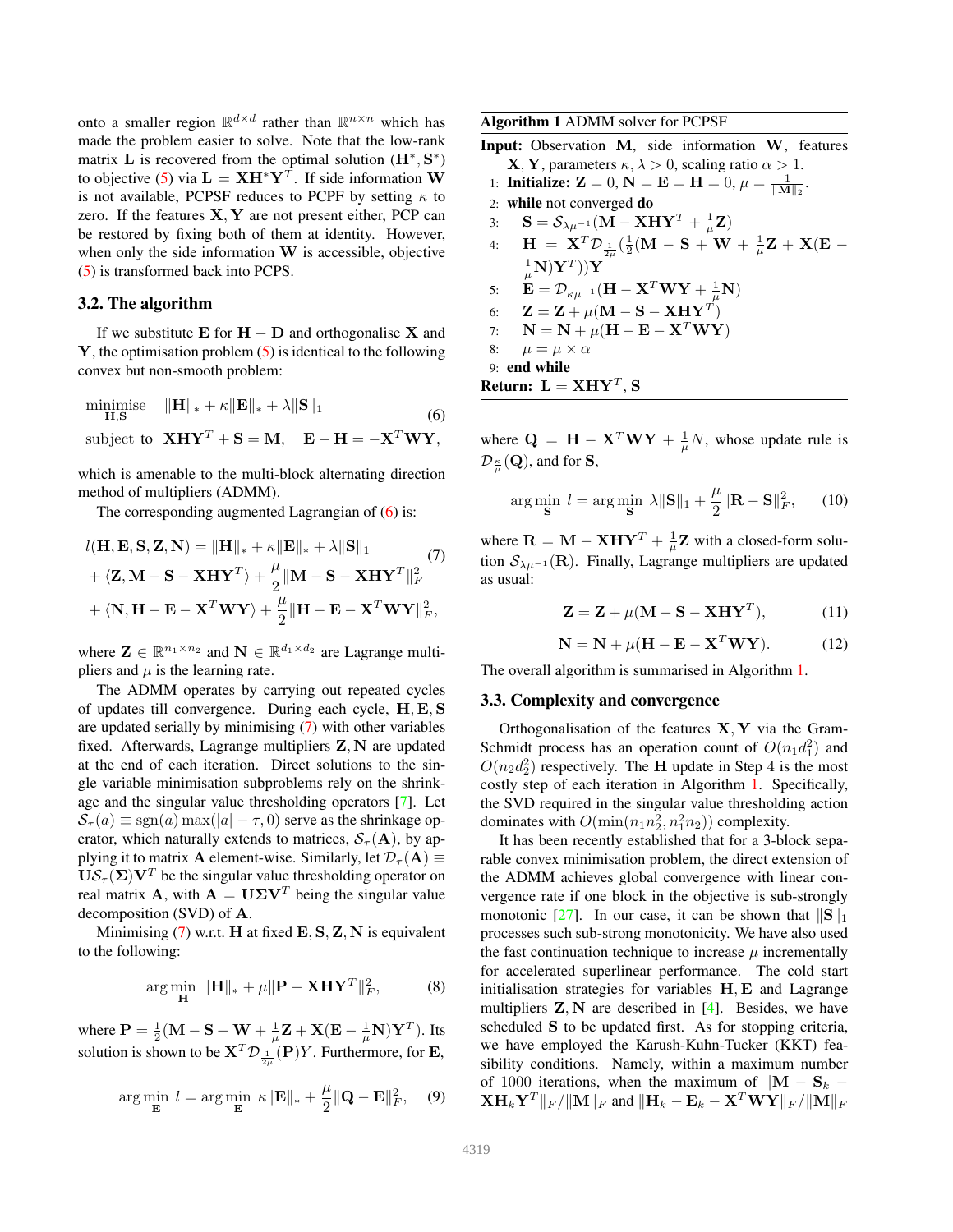onto a smaller region $\mathbb{R}^{d\times d}$ rather than $\mathbb{R}^{n\times n}$ which has made the problem easier to solve. Note that the low-rank matrix $\mathbf{L}$ is recovered from the optimal solution $(\mathbf{H}^*, \mathbf{S}^*)$ to objective (5) via $\mathbf{L} = \mathbf{X}\mathbf{H}^*\mathbf{Y}^T$. If side information $\mathbf{W}$ is not available, PCPSF reduces to PCPF by setting $\kappa$ to zero. If the features $\mathbf{X}, \mathbf{Y}$ are not present either, PCP can be restored by fixing both of them at identity. However, when only the side information $\mathbf{W}$ is accessible, objective (5) is transformed back into PCPS.

### 3.2. The algorithm

If we substitute $\mathbf{E}$ for $\mathbf{H} - \mathbf{D}$ and orthogonalise $\mathbf{X}$ and $\mathbf{Y}$, the optimisation problem (5) is identical to the following convex but non-smooth problem:

$$
\begin{aligned}
&\underset{\mathbf{H},\mathbf{S}}{\text{minimise}} \quad \|\mathbf{H}\|_* + \kappa\|\mathbf{E}\|_* + \lambda\|\mathbf{S}\|_1 \\
&\text{subject to} \quad \mathbf{X}\mathbf{H}\mathbf{Y}^T + \mathbf{S} = \mathbf{M}, \quad \mathbf{E} - \mathbf{H} = -\mathbf{X}^T\mathbf{W}\mathbf{Y},
\end{aligned} \tag{6}
$$

which is amenable to the multi-block alternating direction method of multipliers (ADMM).

The corresponding augmented Lagrangian of (6) is:

$$
\begin{aligned}
l(\mathbf{H}, \mathbf{E}, \mathbf{S}, \mathbf{Z}, \mathbf{N}) &= \|\mathbf{H}\|_* + \kappa\|\mathbf{E}\|_* + \lambda\|\mathbf{S}\|_1 \\
&+ \langle \mathbf{Z}, \mathbf{M} - \mathbf{S} - \mathbf{X}\mathbf{H}\mathbf{Y}^T \rangle + \frac{\mu}{2}\|\mathbf{M} - \mathbf{S} - \mathbf{X}\mathbf{H}\mathbf{Y}^T\|_F^2 \\
&+ \langle \mathbf{N}, \mathbf{H} - \mathbf{E} - \mathbf{X}^T\mathbf{W}\mathbf{Y} \rangle + \frac{\mu}{2}\|\mathbf{H} - \mathbf{E} - \mathbf{X}^T\mathbf{W}\mathbf{Y}\|_F^2,
\end{aligned} \tag{7}
$$

where $\mathbf{Z} \in \mathbb{R}^{n_1\times n_2}$ and $\mathbf{N} \in \mathbb{R}^{d_1\times d_2}$ are Lagrange multipliers and $\mu$ is the learning rate.

The ADMM operates by carrying out repeated cycles of updates till convergence. During each cycle, $\mathbf{H}, \mathbf{E}, \mathbf{S}$ are updated serially by minimising (7) with other variables fixed. Afterwards, Lagrange multipliers $\mathbf{Z}, \mathbf{N}$ are updated at the end of each iteration. Direct solutions to the single variable minimisation subproblems rely on the shrinkage and the singular value thresholding operators [7]. Let $\mathcal{S}_\tau(a) \equiv \text{sgn}(a)\max(|a| - \tau, 0)$ serve as the shrinkage operator, which naturally extends to matrices, $\mathcal{S}_\tau(\mathbf{A})$, by applying it to matrix $\mathbf{A}$ element-wise. Similarly, let $\mathcal{D}_\tau(\mathbf{A}) \equiv \mathbf{U}\mathcal{S}_\tau(\mathbf{\Sigma})\mathbf{V}^T$ be the singular value thresholding operator on real matrix $\mathbf{A}$, with $\mathbf{A} = \mathbf{U}\mathbf{\Sigma}\mathbf{V}^T$ being the singular value decomposition (SVD) of $\mathbf{A}$.

Minimising (7) w.r.t. $\mathbf{H}$ at fixed $\mathbf{E}, \mathbf{S}, \mathbf{Z}, \mathbf{N}$ is equivalent to the following:

$$
\arg\min_{\mathbf{H}} \|\mathbf{H}\|_* + \mu\|\mathbf{P} - \mathbf{X}\mathbf{H}\mathbf{Y}^T\|_F^2, \tag{8}
$$

where $\mathbf{P} = \frac{1}{2}(\mathbf{M} - \mathbf{S} + \mathbf{W} + \frac{1}{\mu}\mathbf{Z} + \mathbf{X}(\mathbf{E} - \frac{1}{\mu}\mathbf{N})\mathbf{Y}^T)$. Its solution is shown to be $\mathbf{X}^T\mathcal{D}_{\frac{1}{2\mu}}(\mathbf{P})Y$. Furthermore, for $\mathbf{E}$,

$$
\arg\min_{\mathbf{E}} l = \arg\min_{\mathbf{E}} \kappa\|\mathbf{E}\|_* + \frac{\mu}{2}\|\mathbf{Q} - \mathbf{E}\|_F^2, \tag{9}
$$

where $\mathbf{Q} = \mathbf{H} - \mathbf{X}^T\mathbf{W}\mathbf{Y} + \frac{1}{\mu}N$, whose update rule is $\mathcal{D}_{\frac{\kappa}{\mu}}(\mathbf{Q})$, and for $\mathbf{S}$,

$$
\arg\min_{\mathbf{S}} l = \arg\min_{\mathbf{S}} \lambda\|\mathbf{S}\|_1 + \frac{\mu}{2}\|\mathbf{R} - \mathbf{S}\|_F^2, \tag{10}
$$

where $\mathbf{R} = \mathbf{M} - \mathbf{X}\mathbf{H}\mathbf{Y}^T + \frac{1}{\mu}\mathbf{Z}$ with a closed-form solution $\mathcal{S}_{\lambda\mu^{-1}}(\mathbf{R})$. Finally, Lagrange multipliers are updated as usual:

$$
\mathbf{Z} = \mathbf{Z} + \mu(\mathbf{M} - \mathbf{S} - \mathbf{X}\mathbf{H}\mathbf{Y}^T), \tag{11}
$$

$$
\mathbf{N} = \mathbf{N} + \mu(\mathbf{H} - \mathbf{E} - \mathbf{X}^T\mathbf{W}\mathbf{Y}). \tag{12}
$$

The overall algorithm is summarised in Algorithm 1.

**Algorithm 1** ADMM solver for PCPSF

**Input:** Observation $\mathbf{M}$, side information $\mathbf{W}$, features $\mathbf{X}, \mathbf{Y}$, parameters $\kappa, \lambda > 0$, scaling ratio $\alpha > 1$.

1: **Initialize:** $\mathbf{Z} = 0, \mathbf{N} = \mathbf{E} = \mathbf{H} = 0, \mu = \frac{1}{\|\mathbf{M}\|_2}$.
2: **while** not converged **do**
3: $\quad \mathbf{S} = \mathcal{S}_{\lambda\mu^{-1}}(\mathbf{M} - \mathbf{X}\mathbf{H}\mathbf{Y}^T + \frac{1}{\mu}\mathbf{Z})$
4: $\quad \mathbf{H} = \mathbf{X}^T\mathcal{D}_{\frac{1}{2\mu}}(\frac{1}{2}(\mathbf{M} - \mathbf{S} + \mathbf{W} + \frac{1}{\mu}\mathbf{Z} + \mathbf{X}(\mathbf{E} - \frac{1}{\mu}\mathbf{N})\mathbf{Y}^T))\mathbf{Y}$
5: $\quad \mathbf{E} = \mathcal{D}_{\kappa\mu^{-1}}(\mathbf{H} - \mathbf{X}^T\mathbf{W}\mathbf{Y} + \frac{1}{\mu}\mathbf{N})$
6: $\quad \mathbf{Z} = \mathbf{Z} + \mu(\mathbf{M} - \mathbf{S} - \mathbf{X}\mathbf{H}\mathbf{Y}^T)$
7: $\quad \mathbf{N} = \mathbf{N} + \mu(\mathbf{H} - \mathbf{E} - \mathbf{X}^T\mathbf{W}\mathbf{Y})$
8: $\quad \mu = \mu \times \alpha$
9: **end while**

**Return:** $\mathbf{L} = \mathbf{X}\mathbf{H}\mathbf{Y}^T, \mathbf{S}$

### 3.3. Complexity and convergence

Orthogonalisation of the features $\mathbf{X}, \mathbf{Y}$ via the Gram-Schmidt process has an operation count of $O(n_1 d_1^2)$ and $O(n_2 d_2^2)$ respectively. The $\mathbf{H}$ update in Step 4 is the most costly step of each iteration in Algorithm 1. Specifically, the SVD required in the singular value thresholding action dominates with $O(\min(n_1 n_2^2, n_1^2 n_2))$ complexity.

It has been recently established that for a 3-block separable convex minimisation problem, the direct extension of the ADMM achieves global convergence with linear convergence rate if one block in the objective is sub-strongly monotonic [27]. In our case, it can be shown that $\|\mathbf{S}\|_1$ processes such sub-strong monotonicity. We have also used the fast continuation technique to increase $\mu$ incrementally for accelerated superlinear performance. The cold start initialisation strategies for variables $\mathbf{H}, \mathbf{E}$ and Lagrange multipliers $\mathbf{Z}, \mathbf{N}$ are described in [4]. Besides, we have scheduled $\mathbf{S}$ to be updated first. As for stopping criteria, we have employed the Karush-Kuhn-Tucker (KKT) feasibility conditions. Namely, within a maximum number of 1000 iterations, when the maximum of $\|\mathbf{M} - \mathbf{S}_k - \mathbf{X}\mathbf{H}_k\mathbf{Y}^T\|_F/\|\mathbf{M}\|_F$ and $\|\mathbf{H}_k - \mathbf{E}_k - \mathbf{X}^T\mathbf{W}\mathbf{Y}\|_F/\|\mathbf{M}\|_F$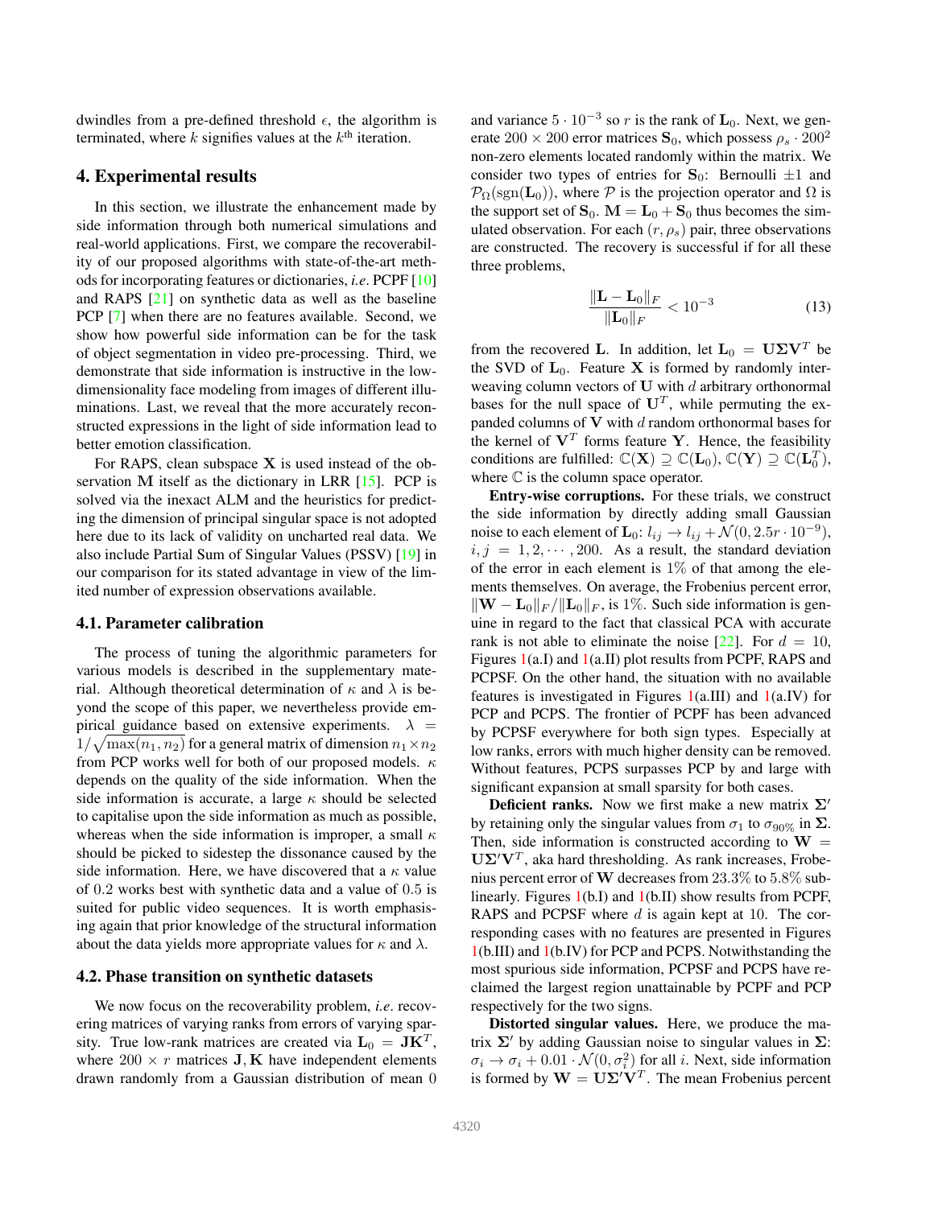dwindles from a pre-defined threshold $\epsilon$, the algorithm is terminated, where $k$ signifies values at the $k^{\text{th}}$ iteration.

## 4. Experimental results

In this section, we illustrate the enhancement made by side information through both numerical simulations and real-world applications. First, we compare the recoverability of our proposed algorithms with state-of-the-art methods for incorporating features or dictionaries, *i.e*. PCPF [10] and RAPS [21] on synthetic data as well as the baseline PCP [7] when there are no features available. Second, we show how powerful side information can be for the task of object segmentation in video pre-processing. Third, we demonstrate that side information is instructive in the low-dimensionality face modeling from images of different illuminations. Last, we reveal that the more accurately reconstructed expressions in the light of side information lead to better emotion classification.

For RAPS, clean subspace $\mathbf{X}$ is used instead of the observation $\mathbf{M}$ itself as the dictionary in LRR [15]. PCP is solved via the inexact ALM and the heuristics for predicting the dimension of principal singular space is not adopted here due to its lack of validity on uncharted real data. We also include Partial Sum of Singular Values (PSSV) [19] in our comparison for its stated advantage in view of the limited number of expression observations available.

### 4.1. Parameter calibration

The process of tuning the algorithmic parameters for various models is described in the supplementary material. Although theoretical determination of $\kappa$ and $\lambda$ is beyond the scope of this paper, we nevertheless provide empirical guidance based on extensive experiments. $\lambda = 1/\sqrt{\max(n_1, n_2)}$ for a general matrix of dimension $n_1 \times n_2$ from PCP works well for both of our proposed models. $\kappa$ depends on the quality of the side information. When the side information is accurate, a large $\kappa$ should be selected to capitalise upon the side information as much as possible, whereas when the side information is improper, a small $\kappa$ should be picked to sidestep the dissonance caused by the side information. Here, we have discovered that a $\kappa$ value of $0.2$ works best with synthetic data and a value of $0.5$ is suited for public video sequences. It is worth emphasising again that prior knowledge of the structural information about the data yields more appropriate values for $\kappa$ and $\lambda$.

### 4.2. Phase transition on synthetic datasets

We now focus on the recoverability problem, *i.e*. recovering matrices of varying ranks from errors of varying sparsity. True low-rank matrices are created via $\mathbf{L}_0 = \mathbf{J}\mathbf{K}^T$, where $200 \times r$ matrices $\mathbf{J}, \mathbf{K}$ have independent elements drawn randomly from a Gaussian distribution of mean $0$ and variance $5 \cdot 10^{-3}$ so $r$ is the rank of $\mathbf{L}_0$. Next, we generate $200 \times 200$ error matrices $\mathbf{S}_0$, which possess $\rho_s \cdot 200^2$ non-zero elements located randomly within the matrix. We consider two types of entries for $\mathbf{S}_0$: Bernoulli $\pm 1$ and $\mathcal{P}_\Omega(\text{sgn}(\mathbf{L}_0))$, where $\mathcal{P}$ is the projection operator and $\Omega$ is the support set of $\mathbf{S}_0$. $\mathbf{M} = \mathbf{L}_0 + \mathbf{S}_0$ thus becomes the simulated observation. For each $(r, \rho_s)$ pair, three observations are constructed. The recovery is successful if for all these three problems,

$$\frac{\|\mathbf{L} - \mathbf{L}_0\|_F}{\|\mathbf{L}_0\|_F} < 10^{-3} \tag{13}$$

from the recovered $\mathbf{L}$. In addition, let $\mathbf{L}_0 = \mathbf{U}\mathbf{\Sigma}\mathbf{V}^T$ be the SVD of $\mathbf{L}_0$. Feature $\mathbf{X}$ is formed by randomly interweaving column vectors of $\mathbf{U}$ with $d$ arbitrary orthonormal bases for the null space of $\mathbf{U}^T$, while permuting the expanded columns of $\mathbf{V}$ with $d$ random orthonormal bases for the kernel of $\mathbf{V}^T$ forms feature $\mathbf{Y}$. Hence, the feasibility conditions are fulfilled: $\mathbb{C}(\mathbf{X}) \supseteq \mathbb{C}(\mathbf{L}_0)$, $\mathbb{C}(\mathbf{Y}) \supseteq \mathbb{C}(\mathbf{L}_0^T)$, where $\mathbb{C}$ is the column space operator.

**Entry-wise corruptions.** For these trials, we construct the side information by directly adding small Gaussian noise to each element of $\mathbf{L}_0$: $l_{ij} \to l_{ij} + \mathcal{N}(0, 2.5r \cdot 10^{-9})$, $i, j = 1, 2, \cdots, 200$. As a result, the standard deviation of the error in each element is $1\%$ of that among the elements themselves. On average, the Frobenius percent error, $\|\mathbf{W} - \mathbf{L}_0\|_F / \|\mathbf{L}_0\|_F$, is $1\%$. Such side information is genuine in regard to the fact that classical PCA with accurate rank is not able to eliminate the noise [22]. For $d = 10$, Figures 1(a.I) and 1(a.II) plot results from PCPF, RAPS and PCPSF. On the other hand, the situation with no available features is investigated in Figures 1(a.III) and 1(a.IV) for PCP and PCPS. The frontier of PCPF has been advanced by PCPSF everywhere for both sign types. Especially at low ranks, errors with much higher density can be removed. Without features, PCPS surpasses PCP by and large with significant expansion at small sparsity for both cases.

**Deficient ranks.** Now we first make a new matrix $\mathbf{\Sigma}'$ by retaining only the singular values from $\sigma_1$ to $\sigma_{90\%}$ in $\mathbf{\Sigma}$. Then, side information is constructed according to $\mathbf{W} = \mathbf{U}\mathbf{\Sigma}'\mathbf{V}^T$, aka hard thresholding. As rank increases, Frobenius percent error of $\mathbf{W}$ decreases from $23.3\%$ to $5.8\%$ sublinearly. Figures 1(b.I) and 1(b.II) show results from PCPF, RAPS and PCPSF where $d$ is again kept at $10$. The corresponding cases with no features are presented in Figures 1(b.III) and 1(b.IV) for PCP and PCPS. Notwithstanding the most spurious side information, PCPSF and PCPS have reclaimed the largest region unattainable by PCPF and PCP respectively for the two signs.

**Distorted singular values.** Here, we produce the matrix $\mathbf{\Sigma}'$ by adding Gaussian noise to singular values in $\mathbf{\Sigma}$: $\sigma_i \to \sigma_i + 0.01 \cdot \mathcal{N}(0, \sigma_i^2)$ for all $i$. Next, side information is formed by $\mathbf{W} = \mathbf{U}\mathbf{\Sigma}'\mathbf{V}^T$. The mean Frobenius percent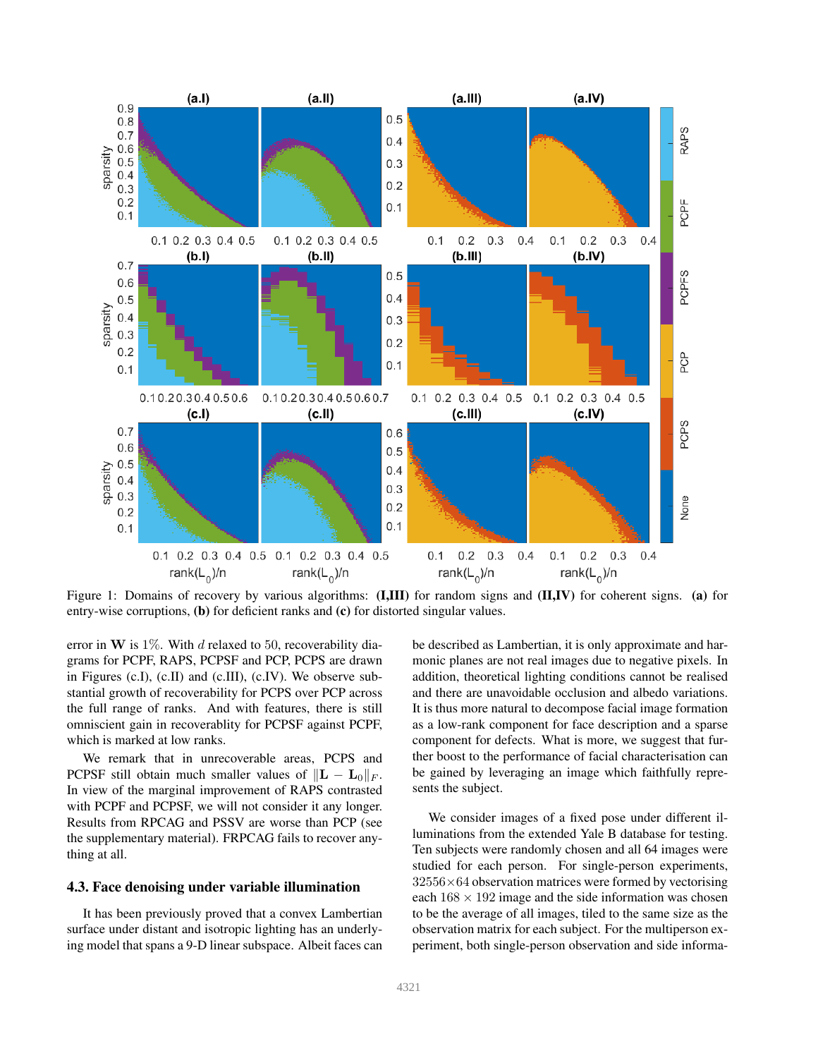Figure 1: Domains of recovery by various algorithms: **(I,III)** for random signs and **(II,IV)** for coherent signs. **(a)** for entry-wise corruptions, **(b)** for deficient ranks and **(c)** for distorted singular values.

error in $\mathbf{W}$ is 1%. With $d$ relaxed to 50, recoverability diagrams for PCPF, RAPS, PCPSF and PCP, PCPS are drawn in Figures (c.I), (c.II) and (c.III), (c.IV). We observe substantial growth of recoverability for PCPS over PCP across the full range of ranks. And with features, there is still omniscient gain in recoverablity for PCPSF against PCPF, which is marked at low ranks.

We remark that in unrecoverable areas, PCPS and PCPSF still obtain much smaller values of $\|\mathbf{L} - \mathbf{L}_0\|_F$. In view of the marginal improvement of RAPS contrasted with PCPF and PCPSF, we will not consider it any longer. Results from RPCAG and PSSV are worse than PCP (see the supplementary material). FRPCAG fails to recover anything at all.

### 4.3. Face denoising under variable illumination

It has been previously proved that a convex Lambertian surface under distant and isotropic lighting has an underlying model that spans a 9-D linear subspace. Albeit faces can be described as Lambertian, it is only approximate and harmonic planes are not real images due to negative pixels. In addition, theoretical lighting conditions cannot be realised and there are unavoidable occlusion and albedo variations. It is thus more natural to decompose facial image formation as a low-rank component for face description and a sparse component for defects. What is more, we suggest that further boost to the performance of facial characterisation can be gained by leveraging an image which faithfully represents the subject.

We consider images of a fixed pose under different illuminations from the extended Yale B database for testing. Ten subjects were randomly chosen and all 64 images were studied for each person. For single-person experiments, $32556 \times 64$ observation matrices were formed by vectorising each $168 \times 192$ image and the side information was chosen to be the average of all images, tiled to the same size as the observation matrix for each subject. For the multiperson experiment, both single-person observation and side informa-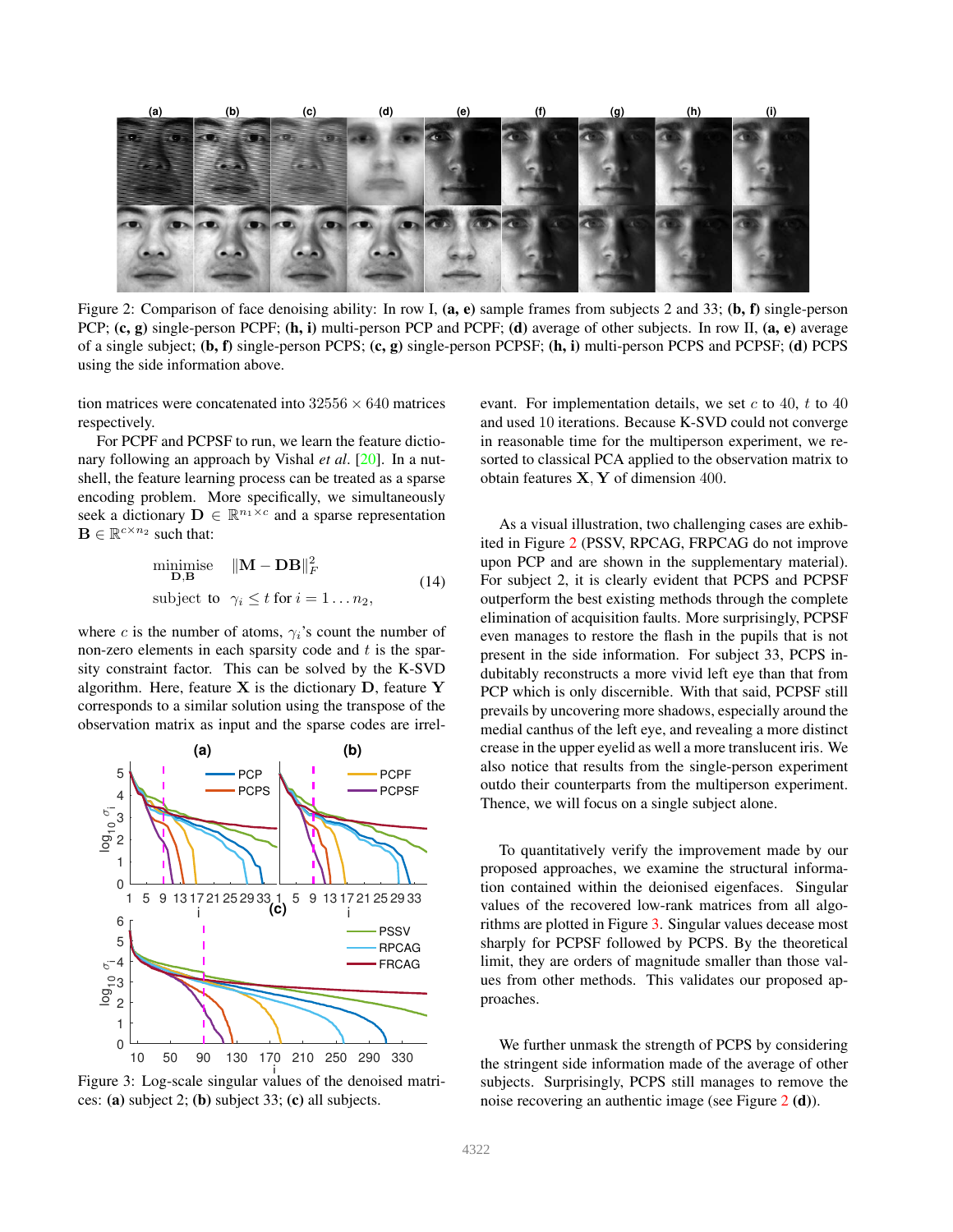Figure 2: Comparison of face denoising ability: In row I, **(a, e)** sample frames from subjects 2 and 33; **(b, f)** single-person PCP; **(c, g)** single-person PCPF; **(h, i)** multi-person PCP and PCPF; **(d)** average of other subjects. In row II, **(a, e)** average of a single subject; **(b, f)** single-person PCPS; **(c, g)** single-person PCPSF; **(h, i)** multi-person PCPS and PCPSF; **(d)** PCPS using the side information above.

tion matrices were concatenated into $32556 \times 640$ matrices respectively.

For PCPF and PCPSF to run, we learn the feature dictionary following an approach by Vishal *et al.* [20]. In a nutshell, the feature learning process can be treated as a sparse encoding problem. More specifically, we simultaneously seek a dictionary $\mathbf{D} \in \mathbb{R}^{n_1 \times c}$ and a sparse representation $\mathbf{B} \in \mathbb{R}^{c \times n_2}$ such that:

$$\begin{aligned} \underset{\mathbf{D},\mathbf{B}}{\text{minimise}} \quad & \|\mathbf{M} - \mathbf{DB}\|_F^2 \\ \text{subject to} \quad & \gamma_i \leq t \text{ for } i = 1 \ldots n_2, \end{aligned} \tag{14}$$

where $c$ is the number of atoms, $\gamma_i$'s count the number of non-zero elements in each sparsity code and $t$ is the sparsity constraint factor. This can be solved by the K-SVD algorithm. Here, feature $\mathbf{X}$ is the dictionary $\mathbf{D}$, feature $\mathbf{Y}$ corresponds to a similar solution using the transpose of the observation matrix as input and the sparse codes are irrelevant. For implementation details, we set $c$ to 40, $t$ to 40 and used 10 iterations. Because K-SVD could not converge in reasonable time for the multiperson experiment, we resorted to classical PCA applied to the observation matrix to obtain features $\mathbf{X}, \mathbf{Y}$ of dimension 400.

Figure 3: Log-scale singular values of the denoised matrices: **(a)** subject 2; **(b)** subject 33; **(c)** all subjects.

As a visual illustration, two challenging cases are exhibited in Figure 2 (PSSV, RPCAG, FRPCAG do not improve upon PCP and are shown in the supplementary material). For subject 2, it is clearly evident that PCPS and PCPSF outperform the best existing methods through the complete elimination of acquisition faults. More surprisingly, PCPSF even manages to restore the flash in the pupils that is not present in the side information. For subject 33, PCPS indubitably reconstructs a more vivid left eye than that from PCP which is only discernible. With that said, PCPSF still prevails by uncovering more shadows, especially around the medial canthus of the left eye, and revealing a more distinct crease in the upper eyelid as well a more translucent iris. We also notice that results from the single-person experiment outdo their counterparts from the multiperson experiment. Thence, we will focus on a single subject alone.

To quantitatively verify the improvement made by our proposed approaches, we examine the structural information contained within the deionised eigenfaces. Singular values of the recovered low-rank matrices from all algorithms are plotted in Figure 3. Singular values decease most sharply for PCPSF followed by PCPS. By the theoretical limit, they are orders of magnitude smaller than those values from other methods. This validates our proposed approaches.

We further unmask the strength of PCPS by considering the stringent side information made of the average of other subjects. Surprisingly, PCPS still manages to remove the noise recovering an authentic image (see Figure 2 **(d)**).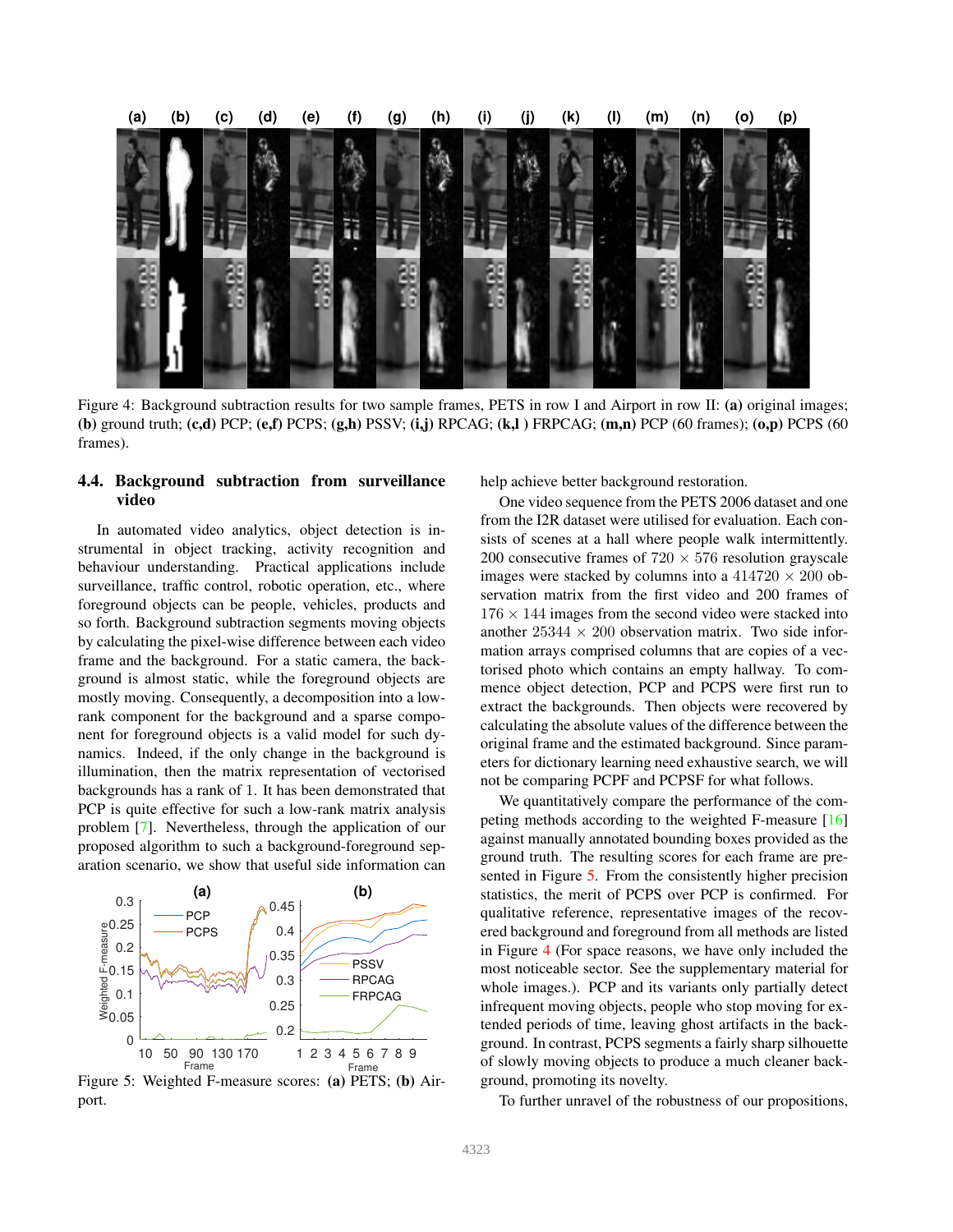Figure 4: Background subtraction results for two sample frames, PETS in row I and Airport in row II: **(a)** original images; **(b)** ground truth; **(c,d)** PCP; **(e,f)** PCPS; **(g,h)** PSSV; **(i,j)** RPCAG; **(k,l )** FRPCAG; **(m,n)** PCP (60 frames); **(o,p)** PCPS (60 frames).

### 4.4. Background subtraction from surveillance video

In automated video analytics, object detection is instrumental in object tracking, activity recognition and behaviour understanding. Practical applications include surveillance, traffic control, robotic operation, etc., where foreground objects can be people, vehicles, products and so forth. Background subtraction segments moving objects by calculating the pixel-wise difference between each video frame and the background. For a static camera, the background is almost static, while the foreground objects are mostly moving. Consequently, a decomposition into a low-rank component for the background and a sparse component for foreground objects is a valid model for such dynamics. Indeed, if the only change in the background is illumination, then the matrix representation of vectorised backgrounds has a rank of 1. It has been demonstrated that PCP is quite effective for such a low-rank matrix analysis problem [7]. Nevertheless, through the application of our proposed algorithm to such a background-foreground separation scenario, we show that useful side information can help achieve better background restoration.

Figure 5: Weighted F-measure scores: **(a)** PETS; **(b)** Airport.

One video sequence from the PETS 2006 dataset and one from the I2R dataset were utilised for evaluation. Each consists of scenes at a hall where people walk intermittently. 200 consecutive frames of $720 \times 576$ resolution grayscale images were stacked by columns into a $414720 \times 200$ observation matrix from the first video and 200 frames of $176 \times 144$ images from the second video were stacked into another $25344 \times 200$ observation matrix. Two side information arrays comprised columns that are copies of a vectorised photo which contains an empty hallway. To commence object detection, PCP and PCPS were first run to extract the backgrounds. Then objects were recovered by calculating the absolute values of the difference between the original frame and the estimated background. Since parameters for dictionary learning need exhaustive search, we will not be comparing PCPF and PCPSF for what follows.

We quantitatively compare the performance of the competing methods according to the weighted F-measure [16] against manually annotated bounding boxes provided as the ground truth. The resulting scores for each frame are presented in Figure 5. From the consistently higher precision statistics, the merit of PCPS over PCP is confirmed. For qualitative reference, representative images of the recovered background and foreground from all methods are listed in Figure 4 (For space reasons, we have only included the most noticeable sector. See the supplementary material for whole images.). PCP and its variants only partially detect infrequent moving objects, people who stop moving for extended periods of time, leaving ghost artifacts in the background. In contrast, PCPS segments a fairly sharp silhouette of slowly moving objects to produce a much cleaner background, promoting its novelty.

To further unravel of the robustness of our propositions,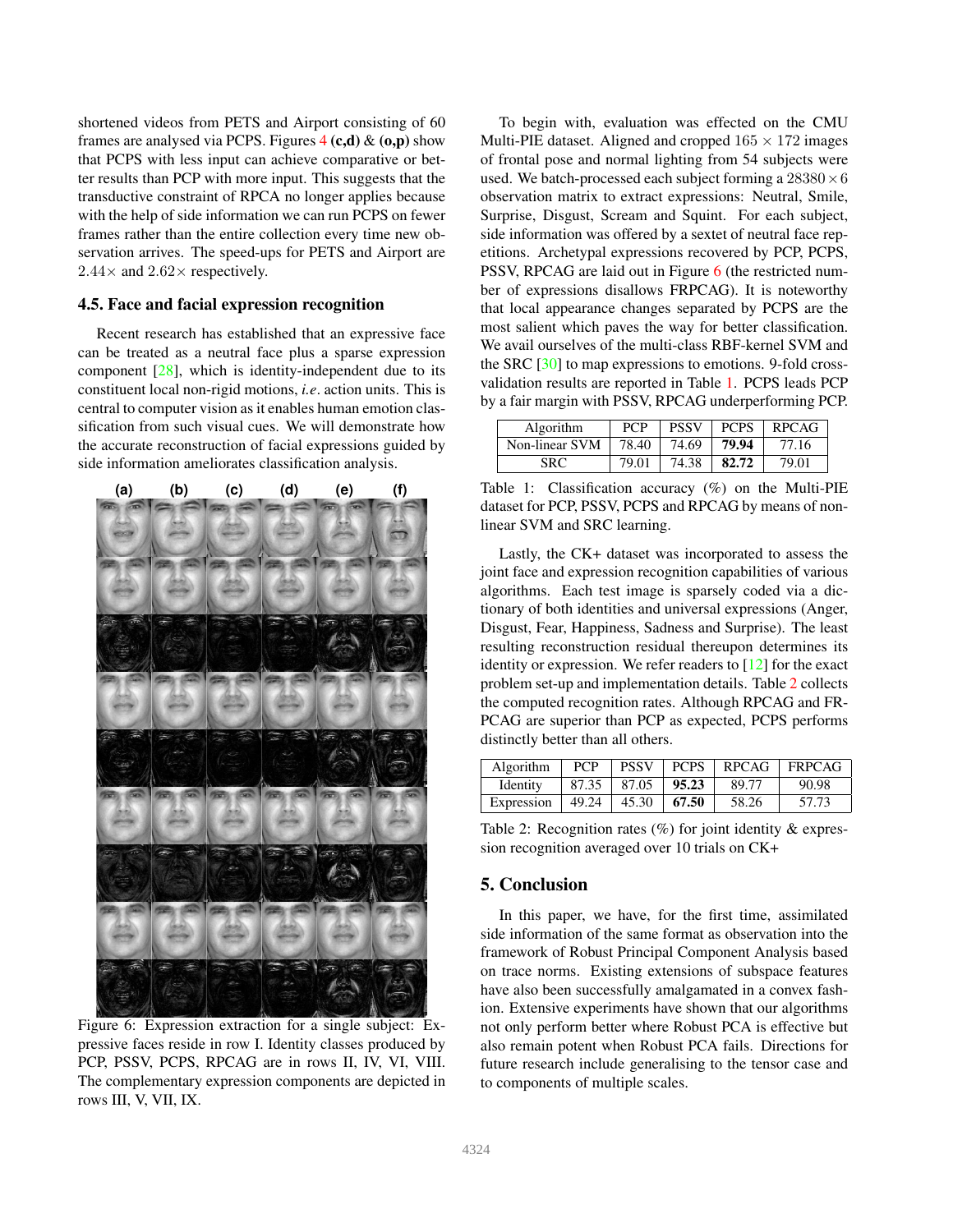shortened videos from PETS and Airport consisting of 60 frames are analysed via PCPS. Figures 4 **(c,d)** & **(o,p)** show that PCPS with less input can achieve comparative or better results than PCP with more input. This suggests that the transductive constraint of RPCA no longer applies because with the help of side information we can run PCPS on fewer frames rather than the entire collection every time new observation arrives. The speed-ups for PETS and Airport are $2.44\times$ and $2.62\times$ respectively.

### 4.5. Face and facial expression recognition

Recent research has established that an expressive face can be treated as a neutral face plus a sparse expression component [28], which is identity-independent due to its constituent local non-rigid motions, *i.e*. action units. This is central to computer vision as it enables human emotion classification from such visual cues. We will demonstrate how the accurate reconstruction of facial expressions guided by side information ameliorates classification analysis.

Figure 6: Expression extraction for a single subject: Expressive faces reside in row I. Identity classes produced by PCP, PSSV, PCPS, RPCAG are in rows II, IV, VI, VIII. The complementary expression components are depicted in rows III, V, VII, IX.

To begin with, evaluation was effected on the CMU Multi-PIE dataset. Aligned and cropped $165 \times 172$ images of frontal pose and normal lighting from 54 subjects were used. We batch-processed each subject forming a $28380 \times 6$ observation matrix to extract expressions: Neutral, Smile, Surprise, Disgust, Scream and Squint. For each subject, side information was offered by a sextet of neutral face repetitions. Archetypal expressions recovered by PCP, PCPS, PSSV, RPCAG are laid out in Figure 6 (the restricted number of expressions disallows FRPCAG). It is noteworthy that local appearance changes separated by PCPS are the most salient which paves the way for better classification. We avail ourselves of the multi-class RBF-kernel SVM and the SRC [30] to map expressions to emotions. 9-fold cross-validation results are reported in Table 1. PCPS leads PCP by a fair margin with PSSV, RPCAG underperforming PCP.

| Algorithm | PCP | PSSV | PCPS | RPCAG |
|---|---|---|---|---|
| Non-linear SVM | 78.40 | 74.69 | **79.94** | 77.16 |
| SRC | 79.01 | 74.38 | **82.72** | 79.01 |

Table 1: Classification accuracy (%) on the Multi-PIE dataset for PCP, PSSV, PCPS and RPCAG by means of non-linear SVM and SRC learning.

Lastly, the CK+ dataset was incorporated to assess the joint face and expression recognition capabilities of various algorithms. Each test image is sparsely coded via a dictionary of both identities and universal expressions (Anger, Disgust, Fear, Happiness, Sadness and Surprise). The least resulting reconstruction residual thereupon determines its identity or expression. We refer readers to [12] for the exact problem set-up and implementation details. Table 2 collects the computed recognition rates. Although RPCAG and FRPCAG are superior than PCP as expected, PCPS performs distinctly better than all others.

| Algorithm | PCP | PSSV | PCPS | RPCAG | FRPCAG |
|---|---|---|---|---|---|
| Identity | 87.35 | 87.05 | **95.23** | 89.77 | 90.98 |
| Expression | 49.24 | 45.30 | **67.50** | 58.26 | 57.73 |

Table 2: Recognition rates (%) for joint identity & expression recognition averaged over 10 trials on CK+

## 5. Conclusion

In this paper, we have, for the first time, assimilated side information of the same format as observation into the framework of Robust Principal Component Analysis based on trace norms. Existing extensions of subspace features have also been successfully amalgamated in a convex fashion. Extensive experiments have shown that our algorithms not only perform better where Robust PCA is effective but also remain potent when Robust PCA fails. Directions for future research include generalising to the tensor case and to components of multiple scales.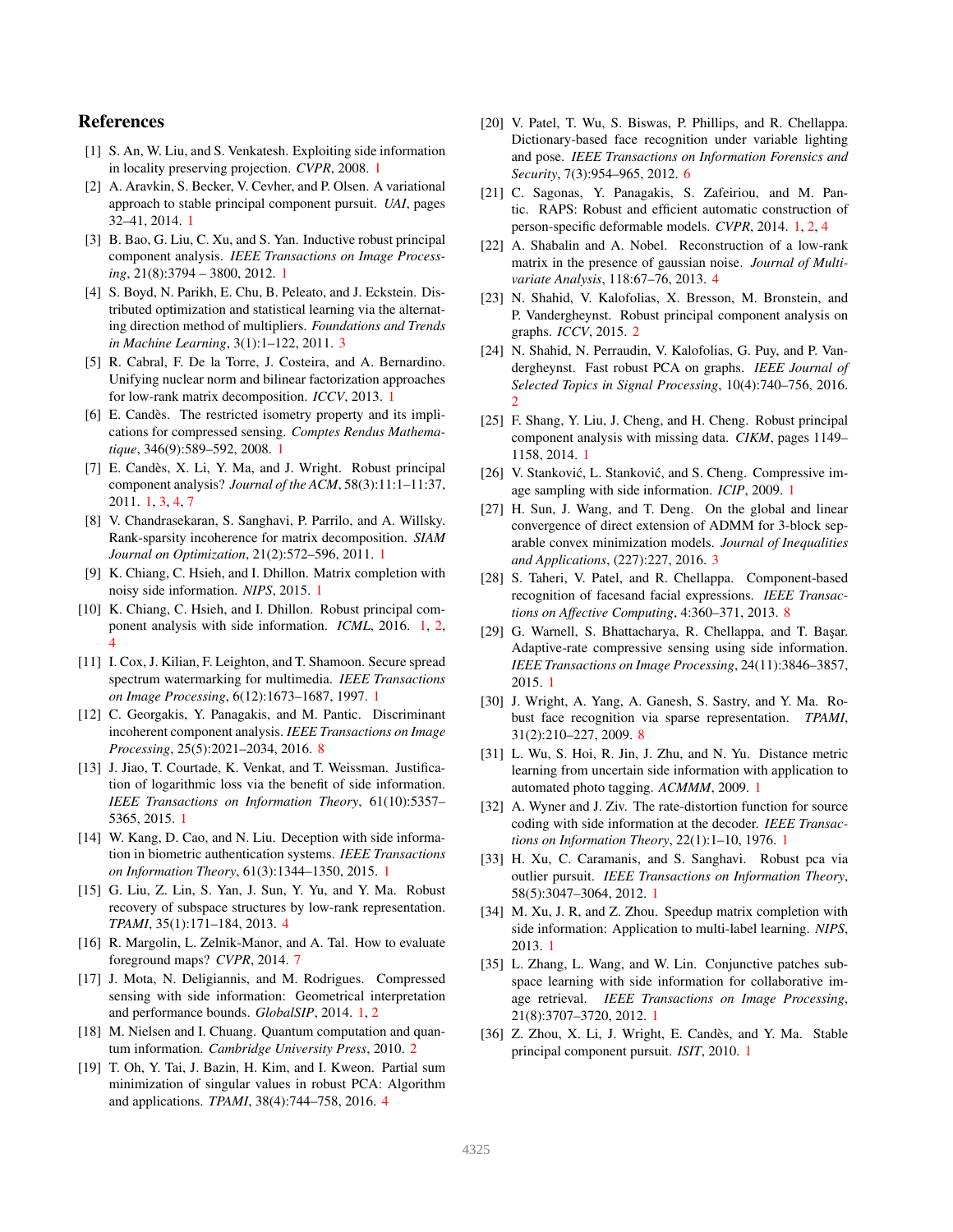## References

[1] S. An, W. Liu, and S. Venkatesh. Exploiting side information in locality preserving projection. *CVPR*, 2008. 1

[2] A. Aravkin, S. Becker, V. Cevher, and P. Olsen. A variational approach to stable principal component pursuit. *UAI*, pages 32–41, 2014. 1

[3] B. Bao, G. Liu, C. Xu, and S. Yan. Inductive robust principal component analysis. *IEEE Transactions on Image Processing*, 21(8):3794 – 3800, 2012. 1

[4] S. Boyd, N. Parikh, E. Chu, B. Peleato, and J. Eckstein. Distributed optimization and statistical learning via the alternating direction method of multipliers. *Foundations and Trends in Machine Learning*, 3(1):1–122, 2011. 3

[5] R. Cabral, F. De la Torre, J. Costeira, and A. Bernardino. Unifying nuclear norm and bilinear factorization approaches for low-rank matrix decomposition. *ICCV*, 2013. 1

[6] E. Candès. The restricted isometry property and its implications for compressed sensing. *Comptes Rendus Mathematique*, 346(9):589–592, 2008. 1

[7] E. Candès, X. Li, Y. Ma, and J. Wright. Robust principal component analysis? *Journal of the ACM*, 58(3):11:1–11:37, 2011. 1, 3, 4, 7

[8] V. Chandrasekaran, S. Sanghavi, P. Parrilo, and A. Willsky. Rank-sparsity incoherence for matrix decomposition. *SIAM Journal on Optimization*, 21(2):572–596, 2011. 1

[9] K. Chiang, C. Hsieh, and I. Dhillon. Matrix completion with noisy side information. *NIPS*, 2015. 1

[10] K. Chiang, C. Hsieh, and I. Dhillon. Robust principal component analysis with side information. *ICML*, 2016. 1, 2, 4

[11] I. Cox, J. Kilian, F. Leighton, and T. Shamoon. Secure spread spectrum watermarking for multimedia. *IEEE Transactions on Image Processing*, 6(12):1673–1687, 1997. 1

[12] C. Georgakis, Y. Panagakis, and M. Pantic. Discriminant incoherent component analysis. *IEEE Transactions on Image Processing*, 25(5):2021–2034, 2016. 8

[13] J. Jiao, T. Courtade, K. Venkat, and T. Weissman. Justification of logarithmic loss via the benefit of side information. *IEEE Transactions on Information Theory*, 61(10):5357–5365, 2015. 1

[14] W. Kang, D. Cao, and N. Liu. Deception with side information in biometric authentication systems. *IEEE Transactions on Information Theory*, 61(3):1344–1350, 2015. 1

[15] G. Liu, Z. Lin, S. Yan, J. Sun, Y. Yu, and Y. Ma. Robust recovery of subspace structures by low-rank representation. *TPAMI*, 35(1):171–184, 2013. 4

[16] R. Margolin, L. Zelnik-Manor, and A. Tal. How to evaluate foreground maps? *CVPR*, 2014. 7

[17] J. Mota, N. Deligiannis, and M. Rodrigues. Compressed sensing with side information: Geometrical interpretation and performance bounds. *GlobalSIP*, 2014. 1, 2

[18] M. Nielsen and I. Chuang. Quantum computation and quantum information. *Cambridge University Press*, 2010. 2

[19] T. Oh, Y. Tai, J. Bazin, H. Kim, and I. Kweon. Partial sum minimization of singular values in robust PCA: Algorithm and applications. *TPAMI*, 38(4):744–758, 2016. 4

[20] V. Patel, T. Wu, S. Biswas, P. Phillips, and R. Chellappa. Dictionary-based face recognition under variable lighting and pose. *IEEE Transactions on Information Forensics and Security*, 7(3):954–965, 2012. 6

[21] C. Sagonas, Y. Panagakis, S. Zafeiriou, and M. Pantic. RAPS: Robust and efficient automatic construction of person-specific deformable models. *CVPR*, 2014. 1, 2, 4

[22] A. Shabalin and A. Nobel. Reconstruction of a low-rank matrix in the presence of gaussian noise. *Journal of Multivariate Analysis*, 118:67–76, 2013. 4

[23] N. Shahid, V. Kalofolias, X. Bresson, M. Bronstein, and P. Vandergheynst. Robust principal component analysis on graphs. *ICCV*, 2015. 2

[24] N. Shahid, N. Perraudin, V. Kalofolias, G. Puy, and P. Vandergheynst. Fast robust PCA on graphs. *IEEE Journal of Selected Topics in Signal Processing*, 10(4):740–756, 2016. 2

[25] F. Shang, Y. Liu, J. Cheng, and H. Cheng. Robust principal component analysis with missing data. *CIKM*, pages 1149–1158, 2014. 1

[26] V. Stanković, L. Stanković, and S. Cheng. Compressive image sampling with side information. *ICIP*, 2009. 1

[27] H. Sun, J. Wang, and T. Deng. On the global and linear convergence of direct extension of ADMM for 3-block separable convex minimization models. *Journal of Inequalities and Applications*, (227):227, 2016. 3

[28] S. Taheri, V. Patel, and R. Chellappa. Component-based recognition of facesand facial expressions. *IEEE Transactions on Affective Computing*, 4:360–371, 2013. 8

[29] G. Warnell, S. Bhattacharya, R. Chellappa, and T. Başar. Adaptive-rate compressive sensing using side information. *IEEE Transactions on Image Processing*, 24(11):3846–3857, 2015. 1

[30] J. Wright, A. Yang, A. Ganesh, S. Sastry, and Y. Ma. Robust face recognition via sparse representation. *TPAMI*, 31(2):210–227, 2009. 8

[31] L. Wu, S. Hoi, R. Jin, J. Zhu, and N. Yu. Distance metric learning from uncertain side information with application to automated photo tagging. *ACMMM*, 2009. 1

[32] A. Wyner and J. Ziv. The rate-distortion function for source coding with side information at the decoder. *IEEE Transactions on Information Theory*, 22(1):1–10, 1976. 1

[33] H. Xu, C. Caramanis, and S. Sanghavi. Robust pca via outlier pursuit. *IEEE Transactions on Information Theory*, 58(5):3047–3064, 2012. 1

[34] M. Xu, J. R, and Z. Zhou. Speedup matrix completion with side information: Application to multi-label learning. *NIPS*, 2013. 1

[35] L. Zhang, L. Wang, and W. Lin. Conjunctive patches subspace learning with side information for collaborative image retrieval. *IEEE Transactions on Image Processing*, 21(8):3707–3720, 2012. 1

[36] Z. Zhou, X. Li, J. Wright, E. Candès, and Y. Ma. Stable principal component pursuit. *ISIT*, 2010. 1